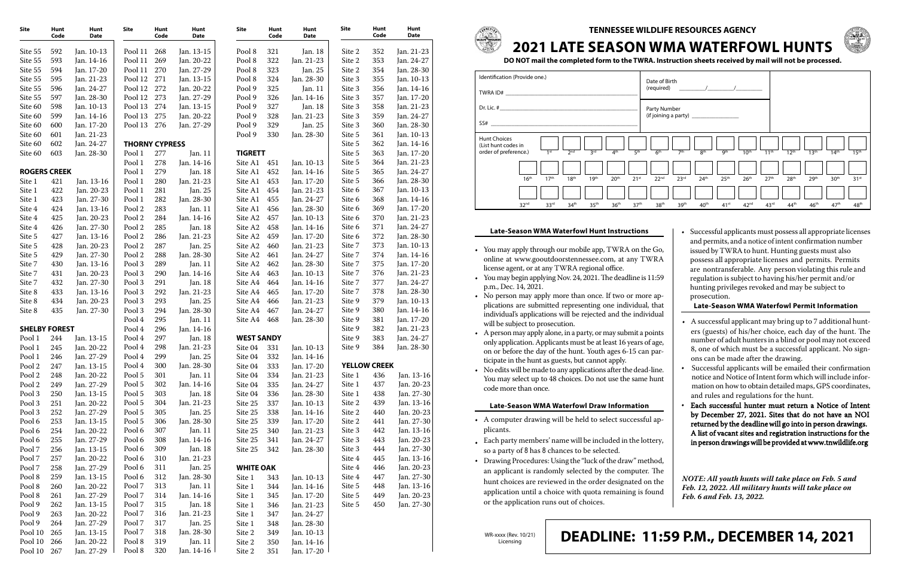| Site | Hunt Code | Hunt Date |
|---|---|---|
| Site 55 | 592 | Jan. 10-13 |
| Site 55 | 593 | Jan. 14-16 |
| Site 55 | 594 | Jan. 17-20 |
| Site 55 | 595 | Jan. 21-23 |
| Site 55 | 596 | Jan. 24-27 |
| Site 55 | 597 | Jan. 28-30 |
| Site 60 | 598 | Jan. 10-13 |
| Site 60 | 599 | Jan. 14-16 |
| Site 60 | 600 | Jan. 17-20 |
| Site 60 | 601 | Jan. 21-23 |
| Site 60 | 602 | Jan. 24-27 |
| Site 60 | 603 | Jan. 28-30 |
| **ROGERS CREEK** | | |
| Site 1 | 421 | Jan. 13-16 |
| Site 1 | 422 | Jan. 20-23 |
| Site 1 | 423 | Jan. 27-30 |
| Site 4 | 424 | Jan. 13-16 |
| Site 4 | 425 | Jan. 20-23 |
| Site 4 | 426 | Jan. 27-30 |
| Site 5 | 427 | Jan. 13-16 |
| Site 5 | 428 | Jan. 20-23 |
| Site 5 | 429 | Jan. 27-30 |
| Site 7 | 430 | Jan. 13-16 |
| Site 7 | 431 | Jan. 20-23 |
| Site 7 | 432 | Jan. 27-30 |
| Site 8 | 433 | Jan. 13-16 |
| Site 8 | 434 | Jan. 20-23 |
| Site 8 | 435 | Jan. 27-30 |
| **SHELBY FOREST** | | |
| Pool 1 | 244 | Jan. 13-15 |
| Pool 1 | 245 | Jan. 20-22 |
| Pool 1 | 246 | Jan. 27-29 |
| Pool 2 | 247 | Jan. 13-15 |
| Pool 2 | 248 | Jan. 20-22 |
| Pool 2 | 249 | Jan. 27-29 |
| Pool 3 | 250 | Jan. 13-15 |
| Pool 3 | 251 | Jan. 20-22 |
| Pool 3 | 252 | Jan. 27-29 |
| Pool 6 | 253 | Jan. 13-15 |
| Pool 6 | 254 | Jan. 20-22 |
| Pool 6 | 255 | Jan. 27-29 |
| Pool 7 | 256 | Jan. 13-15 |
| Pool 7 | 257 | Jan. 20-22 |
| Pool 7 | 258 | Jan. 27-29 |
| Pool 8 | 259 | Jan. 13-15 |
| Pool 8 | 260 | Jan. 20-22 |
| Pool 8 | 261 | Jan. 27-29 |
| Pool 9 | 262 | Jan. 13-15 |
| Pool 9 | 263 | Jan. 20-22 |
| Pool 9 | 264 | Jan. 27-29 |
| Pool 10 | 265 | Jan. 13-15 |
| Pool 10 | 266 | Jan. 20-22 |
| Pool 10 | 267 | Jan. 27-29 |
| Pool 11 | 268 | Jan. 13-15 |
| Pool 11 | 269 | Jan. 20-22 |
| Pool 11 | 270 | Jan. 27-29 |
| Pool 12 | 271 | Jan. 13-15 |
| Pool 12 | 272 | Jan. 20-22 |
| Pool 12 | 273 | Jan. 27-29 |
| Pool 13 | 274 | Jan. 13-15 |
| Pool 13 | 275 | Jan. 20-22 |
| Pool 13 | 276 | Jan. 27-29 |
| **THORNY CYPRESS** | | |
| Pool 1 | 277 | Jan. 11 |
| Pool 1 | 278 | Jan. 14-16 |
| Pool 1 | 279 | Jan. 18 |
| Pool 1 | 280 | Jan. 21-23 |
| Pool 1 | 281 | Jan. 25 |
| Pool 1 | 282 | Jan. 28-30 |
| Pool 2 | 283 | Jan. 11 |
| Pool 2 | 284 | Jan. 14-16 |
| Pool 2 | 285 | Jan. 18 |
| Pool 2 | 286 | Jan. 21-23 |
| Pool 2 | 287 | Jan. 25 |
| Pool 2 | 288 | Jan. 28-30 |
| Pool 3 | 289 | Jan. 11 |
| Pool 3 | 290 | Jan. 14-16 |
| Pool 3 | 291 | Jan. 18 |
| Pool 3 | 292 | Jan. 21-23 |
| Pool 3 | 293 | Jan. 25 |
| Pool 3 | 294 | Jan. 28-30 |
| Pool 4 | 295 | Jan. 11 |
| Pool 4 | 296 | Jan. 14-16 |
| Pool 4 | 297 | Jan. 18 |
| Pool 4 | 298 | Jan. 21-23 |
| Pool 4 | 299 | Jan. 25 |
| Pool 4 | 300 | Jan. 28-30 |
| Pool 5 | 301 | Jan. 11 |
| Pool 5 | 302 | Jan. 14-16 |
| Pool 5 | 303 | Jan. 18 |
| Pool 5 | 304 | Jan. 21-23 |
| Pool 5 | 305 | Jan. 25 |
| Pool 5 | 306 | Jan. 28-30 |
| Pool 6 | 307 | Jan. 11 |
| Pool 6 | 308 | Jan. 14-16 |
| Pool 6 | 309 | Jan. 18 |
| Pool 6 | 310 | Jan. 21-23 |
| Pool 6 | 311 | Jan. 25 |
| Pool 6 | 312 | Jan. 28-30 |
| Pool 7 | 313 | Jan. 11 |
| Pool 7 | 314 | Jan. 14-16 |
| Pool 7 | 315 | Jan. 18 |
| Pool 7 | 316 | Jan. 21-23 |
| Pool 7 | 317 | Jan. 25 |
| Pool 7 | 318 | Jan. 28-30 |
| Pool 8 | 319 | Jan. 11 |
| Pool 8 | 320 | Jan. 14-16 |
| Pool 8 | 321 | Jan. 18 |
| Pool 8 | 322 | Jan. 21-23 |
| Pool 8 | 323 | Jan. 25 |
| Pool 8 | 324 | Jan. 28-30 |
| Pool 9 | 325 | Jan. 11 |
| Pool 9 | 326 | Jan. 14-16 |
| Pool 9 | 327 | Jan. 18 |
| Pool 9 | 328 | Jan. 21-23 |
| Pool 9 | 329 | Jan. 25 |
| Pool 9 | 330 | Jan. 28-30 |
| **TIGRETT** | | |
| Site A1 | 451 | Jan. 10-13 |
| Site A1 | 452 | Jan. 14-16 |
| Site A1 | 453 | Jan. 17-20 |
| Site A1 | 454 | Jan. 21-23 |
| Site A1 | 455 | Jan. 24-27 |
| Site A1 | 456 | Jan. 28-30 |
| Site A2 | 457 | Jan. 10-13 |
| Site A2 | 458 | Jan. 14-16 |
| Site A2 | 459 | Jan. 17-20 |
| Site A2 | 460 | Jan. 21-23 |
| Site A2 | 461 | Jan. 24-27 |
| Site A2 | 462 | Jan. 28-30 |
| Site A4 | 463 | Jan. 10-13 |
| Site A4 | 464 | Jan. 14-16 |
| Site A4 | 465 | Jan. 17-20 |
| Site A4 | 466 | Jan. 21-23 |
| Site A4 | 467 | Jan. 24-27 |
| Site A4 | 468 | Jan. 28-30 |
| **WEST SANDY** | | |
| Site 04 | 331 | Jan. 10-13 |
| Site 04 | 332 | Jan. 14-16 |
| Site 04 | 333 | Jan. 17-20 |
| Site 04 | 334 | Jan. 21-23 |
| Site 04 | 335 | Jan. 24-27 |
| Site 04 | 336 | Jan. 28-30 |
| Site 25 | 337 | Jan. 10-13 |
| Site 25 | 338 | Jan. 14-16 |
| Site 25 | 339 | Jan. 17-20 |
| Site 25 | 340 | Jan. 21-23 |
| Site 25 | 341 | Jan. 24-27 |
| Site 25 | 342 | Jan. 28-30 |
| **WHITE OAK** | | |
| Site 1 | 343 | Jan. 10-13 |
| Site 1 | 344 | Jan. 14-16 |
| Site 1 | 345 | Jan. 17-20 |
| Site 1 | 346 | Jan. 21-23 |
| Site 1 | 347 | Jan. 24-27 |
| Site 1 | 348 | Jan. 28-30 |
| Site 2 | 349 | Jan. 10-13 |
| Site 2 | 350 | Jan. 14-16 |
| Site 2 | 351 | Jan. 17-20 |
| Site 2 | 352 | Jan. 21-23 |
| Site 2 | 353 | Jan. 24-27 |
| Site 2 | 354 | Jan. 28-30 |
| Site 3 | 355 | Jan. 10-13 |
| Site 3 | 356 | Jan. 14-16 |
| Site 3 | 357 | Jan. 17-20 |
| Site 3 | 358 | Jan. 21-23 |
| Site 3 | 359 | Jan. 24-27 |
| Site 3 | 360 | Jan. 28-30 |
| Site 5 | 361 | Jan. 10-13 |
| Site 5 | 362 | Jan. 14-16 |
| Site 5 | 363 | Jan. 17-20 |
| Site 5 | 364 | Jan. 21-23 |
| Site 5 | 365 | Jan. 24-27 |
| Site 5 | 366 | Jan. 28-30 |
| Site 6 | 367 | Jan. 10-13 |
| Site 6 | 368 | Jan. 14-16 |
| Site 6 | 369 | Jan. 17-20 |
| Site 6 | 370 | Jan. 21-23 |
| Site 6 | 371 | Jan. 24-27 |
| Site 6 | 372 | Jan. 28-30 |
| Site 7 | 373 | Jan. 10-13 |
| Site 7 | 374 | Jan. 14-16 |
| Site 7 | 375 | Jan. 17-20 |
| Site 7 | 376 | Jan. 21-23 |
| Site 7 | 377 | Jan. 24-27 |
| Site 7 | 378 | Jan. 28-30 |
| Site 9 | 379 | Jan. 10-13 |
| Site 9 | 380 | Jan. 14-16 |
| Site 9 | 381 | Jan. 17-20 |
| Site 9 | 382 | Jan. 21-23 |
| Site 9 | 383 | Jan. 24-27 |
| Site 9 | 384 | Jan. 28-30 |
| **YELLOW CREEK** | | |
| Site 1 | 436 | Jan. 13-16 |
| Site 1 | 437 | Jan. 20-23 |
| Site 1 | 438 | Jan. 27-30 |
| Site 2 | 439 | Jan. 13-16 |
| Site 2 | 440 | Jan. 20-23 |
| Site 2 | 441 | Jan. 27-30 |
| Site 3 | 442 | Jan. 13-16 |
| Site 3 | 443 | Jan. 20-23 |
| Site 3 | 444 | Jan. 27-30 |
| Site 4 | 445 | Jan. 13-16 |
| Site 4 | 446 | Jan. 20-23 |
| Site 4 | 447 | Jan. 27-30 |
| Site 5 | 448 | Jan. 13-16 |
| Site 5 | 449 | Jan. 20-23 |
| Site 5 | 450 | Jan. 27-30 |

**TENNESSEE WILDLIFE RESOURCES AGENCY**

# 2021 LATE SEASON WMA WATERFOWL HUNTS

**DO NOT mail the completed form to the TWRA. Instruction sheets received by mail will not be processed.**

Identification (Provide one.)

TWRA ID# ______________________

Dr. Lic. # ______________________

SS# ______________________

Date of Birth (required) ______/______/______

Party Number (if joining a party) ______________

Hunt Choices (List hunt codes in order of preference.)

| 1st | 2nd | 3rd | 4th | 5th | 6th | 7th | 8th | 9th | 10th | 11th | 12th | 13th | 14th | 15th |
|---|---|---|---|---|---|---|---|---|---|---|---|---|---|---|
| | | | | | | | | | | | | | | |

| 16th | 17th | 18th | 19th | 20th | 21st | 22nd | 23rd | 24th | 25th | 26th | 27th | 28th | 29th | 30th | 31st |
|---|---|---|---|---|---|---|---|---|---|---|---|---|---|---|---|
| | | | | | | | | | | | | | | | |

| 32nd | 33rd | 34th | 35th | 36th | 37th | 38th | 39th | 40th | 41st | 42nd | 43rd | 44th | 46th | 47th | 48th |
|---|---|---|---|---|---|---|---|---|---|---|---|---|---|---|---|
| | | | | | | | | | | | | | | | |

### Late-Season WMA Waterfowl Hunt Instructions

- You may apply through our mobile app, TWRA on the Go, online at www.gooutdoorstennessee.com, at any TWRA license agent, or at any TWRA regional office.
- You may begin applying Nov. 24, 2021. The deadline is 11:59 p.m., Dec. 14, 2021.
- No person may apply more than once. If two or more applications are submitted representing one individual, that individual's applications will be rejected and the individual will be subject to prosecution.
- A person may apply alone, in a party, or may submit a points only application. Applicants must be at least 16 years of age, on or before the day of the hunt. Youth ages 6-15 can participate in the hunt as guests, but cannot apply.
- No edits will be made to any applications after the deadline. You may select up to 48 choices. Do not use the same hunt code more than once.

### Late-Season WMA Waterfowl Draw Information

- A computer drawing will be held to select successful applicants.
- Each party members' name will be included in the lottery, so a party of 8 has 8 chances to be selected.
- Drawing Procedures: Using the "luck of the draw" method, an applicant is randomly selected by the computer. The hunt choices are reviewed in the order designated on the application until a choice with quota remaining is found or the application runs out of choices.
- Successful applicants must possess all appropriate licenses and permits, and a notice of intent confirmation number issued by TWRA to hunt. Hunting guests must also possess all appropriate licenses and permits. Permits are nontransferable. Any person violating this rule and regulation is subject to having his/her permit and/or hunting privileges revoked and may be subject to prosecution.

### Late-Season WMA Waterfowl Permit Information

- A successful applicant may bring up to 7 additional hunters (guests) of his/her choice, each day of the hunt. The number of adult hunters in a blind or pool may not exceed 8, one of which must be a successful applicant. No sign-ons can be made after the drawing.
- Successful applicants will be emailed their confirmation notice and Notice of Intent form which will include information on how to obtain detailed maps, GPS coordinates, and rules and regulations for the hunt.
- **Each successful hunter must return a Notice of Intent by December 27, 2021. Sites that do not have an NOI returned by the deadline will go into in person drawings. A list of vacant sites and registration instructions for the in person drawings will be provided at www.tnwildlife.org**

***NOTE: All youth hunts will take place on Feb. 5 and Feb. 12, 2022. All military hunts will take place on Feb. 6 and Feb. 13, 2022.***

WR-xxxx (Rev. 10/21) Licensing

## DEADLINE: 11:59 P.M., DECEMBER 14, 2021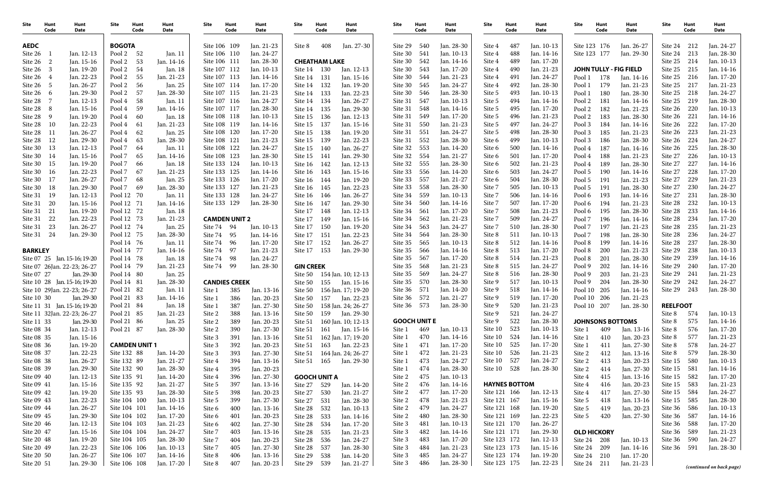| Site | Hunt Code | Hunt Date |
|---|---|---|
| **AEDC** | | |
| Site 26 | 1 | Jan. 12-13 |
| Site 26 | 2 | Jan. 15-16 |
| Site 26 | 3 | Jan. 19-20 |
| Site 26 | 4 | Jan. 22-23 |
| Site 26 | 5 | Jan. 26-27 |
| Site 26 | 6 | Jan. 29-30 |
| Site 28 | 7 | Jan. 12-13 |
| Site 28 | 8 | Jan. 15-16 |
| Site 28 | 9 | Jan. 19-20 |
| Site 28 | 10 | Jan. 22-23 |
| Site 28 | 11 | Jan. 26-27 |
| Site 28 | 12 | Jan. 29-30 |
| Site 30 | 13 | Jan. 12-13 |
| Site 30 | 14 | Jan. 15-16 |
| Site 30 | 15 | Jan. 19-20 |
| Site 30 | 16 | Jan. 22-23 |
| Site 30 | 17 | Jan. 26-27 |
| Site 30 | 18 | Jan. 29-30 |
| Site 31 | 19 | Jan. 12-13 |
| Site 31 | 20 | Jan. 15-16 |
| Site 31 | 21 | Jan. 19-20 |
| Site 31 | 22 | Jan. 22-23 |
| Site 31 | 23 | Jan. 26-27 |
| Site 31 | 24 | Jan. 29-30 |
| **BARKLEY** | | |
| Site 07 | 25 | Jan. 15-16; 19-20 |
| Site 07 | 26 | Jan. 22-23; 26-27 |
| Site 07 | 27 | Jan. 29-30 |
| Site 10 | 28 | Jan. 15-16; 19-20 |
| Site 10 | 29 | Jan. 22-23; 26-27 |
| Site 10 | 30 | Jan. 29-30 |
| Site 11 | 31 | Jan. 15-16; 19-20 |
| Site 11 | 32 | Jan. 22-23; 26-27 |
| Site 11 | 33 | Jan. 29-30 |
| Site 08 | 34 | Jan. 12-13 |
| Site 08 | 35 | Jan. 15-16 |
| Site 08 | 36 | Jan. 19-20 |
| Site 08 | 37 | Jan. 22-23 |
| Site 08 | 38 | Jan. 26-27 |
| Site 08 | 39 | Jan. 29-30 |
| Site 09 | 40 | Jan. 12-13 |
| Site 09 | 41 | Jan. 15-16 |
| Site 09 | 42 | Jan. 19-20 |
| Site 09 | 43 | Jan. 22-23 |
| Site 09 | 44 | Jan. 26-27 |
| Site 09 | 45 | Jan. 29-30 |
| Site 20 | 46 | Jan. 12-13 |
| Site 20 | 47 | Jan. 15-16 |
| Site 20 | 48 | Jan. 19-20 |
| Site 20 | 49 | Jan. 22-23 |
| Site 20 | 50 | Jan. 26-27 |
| Site 20 | 51 | Jan. 29-30 |
| **BOGOTA** | | |
| Pool 2 | 52 | Jan. 11 |
| Pool 2 | 53 | Jan. 14-16 |
| Pool 2 | 54 | Jan. 18 |
| Pool 2 | 55 | Jan. 21-23 |
| Pool 2 | 56 | Jan. 25 |
| Pool 2 | 57 | Jan. 28-30 |
| Pool 4 | 58 | Jan. 11 |
| Pool 4 | 59 | Jan. 14-16 |
| Pool 4 | 60 | Jan. 18 |
| Pool 4 | 61 | Jan. 21-23 |
| Pool 4 | 62 | Jan. 25 |
| Pool 4 | 63 | Jan. 28-30 |
| Pool 7 | 64 | Jan. 11 |
| Pool 7 | 65 | Jan. 14-16 |
| Pool 7 | 66 | Jan. 18 |
| Pool 7 | 67 | Jan. 21-23 |
| Pool 7 | 68 | Jan. 25 |
| Pool 7 | 69 | Jan. 28-30 |
| Pool 12 | 70 | Jan. 11 |
| Pool 12 | 71 | Jan. 14-16 |
| Pool 12 | 72 | Jan. 18 |
| Pool 12 | 73 | Jan. 21-23 |
| Pool 12 | 74 | Jan. 25 |
| Pool 12 | 75 | Jan. 28-30 |
| Pool 14 | 76 | Jan. 11 |
| Pool 14 | 77 | Jan. 14-16 |
| Pool 14 | 78 | Jan. 18 |
| Pool 14 | 79 | Jan. 21-23 |
| Pool 14 | 80 | Jan. 25 |
| Pool 14 | 81 | Jan. 28-30 |
| Pool 21 | 82 | Jan. 11 |
| Pool 21 | 83 | Jan. 14-16 |
| Pool 21 | 84 | Jan. 18 |
| Pool 21 | 85 | Jan. 21-23 |
| Pool 21 | 86 | Jan. 25 |
| Pool 21 | 87 | Jan. 28-30 |
| **CAMDEN UNIT 1** | | |
| Site 132 | 88 | Jan. 14-20 |
| Site 132 | 89 | Jan. 21-27 |
| Site 132 | 90 | Jan. 28-30 |
| Site 135 | 91 | Jan. 14-20 |
| Site 135 | 92 | Jan. 21-27 |
| Site 135 | 93 | Jan. 28-30 |
| Site 104 | 100 | Jan. 10-13 |
| Site 104 | 101 | Jan. 14-16 |
| Site 104 | 102 | Jan. 17-20 |
| Site 104 | 103 | Jan. 21-23 |
| Site 104 | 104 | Jan. 24-27 |
| Site 104 | 105 | Jan. 28-30 |
| Site 106 | 106 | Jan. 10-13 |
| Site 106 | 107 | Jan. 14-16 |
| Site 106 | 108 | Jan. 17-20 |
| Site 106 | 109 | Jan. 21-23 |
| Site 106 | 110 | Jan. 24-27 |
| Site 106 | 111 | Jan. 28-30 |
| Site 107 | 112 | Jan. 10-13 |
| Site 107 | 113 | Jan. 14-16 |
| Site 107 | 114 | Jan. 17-20 |
| Site 107 | 115 | Jan. 21-23 |
| Site 107 | 116 | Jan. 24-27 |
| Site 107 | 117 | Jan. 28-30 |
| Site 108 | 118 | Jan. 10-13 |
| Site 108 | 119 | Jan. 14-16 |
| Site 108 | 120 | Jan. 17-20 |
| Site 108 | 121 | Jan. 21-23 |
| Site 108 | 122 | Jan. 24-27 |
| Site 108 | 123 | Jan. 28-30 |
| Site 133 | 124 | Jan. 10-13 |
| Site 133 | 125 | Jan. 14-16 |
| Site 133 | 126 | Jan. 17-20 |
| Site 133 | 127 | Jan. 21-23 |
| Site 133 | 128 | Jan. 24-27 |
| Site 133 | 129 | Jan. 28-30 |
| **CAMDEN UNIT 2** | | |
| Site 74 | 94 | Jan. 10-13 |
| Site 74 | 95 | Jan. 14-16 |
| Site 74 | 96 | Jan. 17-20 |
| Site 74 | 97 | Jan. 21-23 |
| Site 74 | 98 | Jan. 24-27 |
| Site 74 | 99 | Jan. 28-30 |
| **CANDIES CREEK** | | |
| Site 1 | 385 | Jan. 13-16 |
| Site 1 | 386 | Jan. 20-23 |
| Site 1 | 387 | Jan. 27-30 |
| Site 2 | 388 | Jan. 13-16 |
| Site 2 | 389 | Jan. 20-23 |
| Site 2 | 390 | Jan. 27-30 |
| Site 3 | 391 | Jan. 13-16 |
| Site 3 | 392 | Jan. 20-23 |
| Site 3 | 393 | Jan. 27-30 |
| Site 4 | 394 | Jan. 13-16 |
| Site 4 | 395 | Jan. 20-23 |
| Site 4 | 396 | Jan. 27-30 |
| Site 5 | 397 | Jan. 13-16 |
| Site 5 | 398 | Jan. 20-23 |
| Site 5 | 399 | Jan. 27-30 |
| Site 6 | 400 | Jan. 13-16 |
| Site 6 | 401 | Jan. 20-23 |
| Site 6 | 402 | Jan. 27-30 |
| Site 7 | 403 | Jan. 13-16 |
| Site 7 | 404 | Jan. 20-23 |
| Site 7 | 405 | Jan. 27-30 |
| Site 8 | 406 | Jan. 13-16 |
| Site 8 | 407 | Jan. 20-23 |
| Site 8 | 408 | Jan. 27-30 |
| **CHEATHAM LAKE** | | |
| Site 14 | 130 | Jan. 12-13 |
| Site 14 | 131 | Jan. 15-16 |
| Site 14 | 132 | Jan. 19-20 |
| Site 14 | 133 | Jan. 22-23 |
| Site 14 | 134 | Jan. 26-27 |
| Site 14 | 135 | Jan. 29-30 |
| Site 15 | 136 | Jan. 12-13 |
| Site 15 | 137 | Jan. 15-16 |
| Site 15 | 138 | Jan. 19-20 |
| Site 15 | 139 | Jan. 22-23 |
| Site 15 | 140 | Jan. 26-27 |
| Site 15 | 141 | Jan. 29-30 |
| Site 16 | 142 | Jan. 12-13 |
| Site 16 | 143 | Jan. 15-16 |
| Site 16 | 144 | Jan. 19-20 |
| Site 16 | 145 | Jan. 22-23 |
| Site 16 | 146 | Jan. 26-27 |
| Site 16 | 147 | Jan. 29-30 |
| Site 17 | 148 | Jan. 12-13 |
| Site 17 | 149 | Jan. 15-16 |
| Site 17 | 150 | Jan. 19-20 |
| Site 17 | 151 | Jan. 22-23 |
| Site 17 | 152 | Jan. 26-27 |
| Site 17 | 153 | Jan. 29-30 |
| **GIN CREEK** | | |
| Site 50 | 154 | Jan. 10; 12-13 |
| Site 50 | 155 | Jan. 15-16 |
| Site 50 | 156 | Jan. 17; 19-20 |
| Site 50 | 157 | Jan. 22-23 |
| Site 50 | 158 | Jan. 24; 26-27 |
| Site 50 | 159 | Jan. 29-30 |
| Site 51 | 160 | Jan. 10; 12-13 |
| Site 51 | 161 | Jan. 15-16 |
| Site 51 | 162 | Jan. 17; 19-20 |
| Site 51 | 163 | Jan. 22-23 |
| Site 51 | 164 | Jan. 24; 26-27 |
| Site 51 | 165 | Jan. 29-30 |
| **GOOCH UNIT A** | | |
| Site 27 | 529 | Jan. 14-20 |
| Site 27 | 530 | Jan. 21-27 |
| Site 27 | 531 | Jan. 28-30 |
| Site 28 | 532 | Jan. 10-13 |
| Site 28 | 533 | Jan. 14-16 |
| Site 28 | 534 | Jan. 17-20 |
| Site 28 | 535 | Jan. 21-23 |
| Site 28 | 536 | Jan. 24-27 |
| Site 28 | 537 | Jan. 28-30 |
| Site 29 | 538 | Jan. 14-20 |
| Site 29 | 539 | Jan. 21-27 |
| Site 29 | 540 | Jan. 28-30 |
| Site 30 | 541 | Jan. 10-13 |
| Site 30 | 542 | Jan. 14-16 |
| Site 30 | 543 | Jan. 17-20 |
| Site 30 | 544 | Jan. 21-23 |
| Site 30 | 545 | Jan. 24-27 |
| Site 30 | 546 | Jan. 28-30 |
| Site 31 | 547 | Jan. 10-13 |
| Site 31 | 548 | Jan. 14-16 |
| Site 31 | 549 | Jan. 17-20 |
| Site 31 | 550 | Jan. 21-23 |
| Site 31 | 551 | Jan. 24-27 |
| Site 31 | 552 | Jan. 28-30 |
| Site 32 | 553 | Jan. 14-20 |
| Site 32 | 554 | Jan. 21-27 |
| Site 32 | 555 | Jan. 28-30 |
| Site 33 | 556 | Jan. 14-20 |
| Site 33 | 557 | Jan. 21-27 |
| Site 33 | 558 | Jan. 28-30 |
| Site 34 | 559 | Jan. 10-13 |
| Site 34 | 560 | Jan. 14-16 |
| Site 34 | 561 | Jan. 17-20 |
| Site 34 | 562 | Jan. 21-23 |
| Site 34 | 563 | Jan. 24-27 |
| Site 34 | 564 | Jan. 28-30 |
| Site 35 | 565 | Jan. 10-13 |
| Site 35 | 566 | Jan. 14-16 |
| Site 35 | 567 | Jan. 17-20 |
| Site 35 | 568 | Jan. 21-23 |
| Site 35 | 569 | Jan. 24-27 |
| Site 35 | 570 | Jan. 28-30 |
| Site 36 | 571 | Jan. 14-20 |
| Site 36 | 572 | Jan. 21-27 |
| Site 36 | 573 | Jan. 28-30 |
| **GOOCH UNIT E** | | |
| Site 1 | 469 | Jan. 10-13 |
| Site 1 | 470 | Jan. 14-16 |
| Site 1 | 471 | Jan. 17-20 |
| Site 1 | 472 | Jan. 21-23 |
| Site 1 | 473 | Jan. 24-27 |
| Site 1 | 474 | Jan. 28-30 |
| Site 2 | 475 | Jan. 10-13 |
| Site 2 | 476 | Jan. 14-16 |
| Site 2 | 477 | Jan. 17-20 |
| Site 2 | 478 | Jan. 21-23 |
| Site 2 | 479 | Jan. 24-27 |
| Site 2 | 480 | Jan. 28-30 |
| Site 3 | 481 | Jan. 10-13 |
| Site 3 | 482 | Jan. 14-16 |
| Site 3 | 483 | Jan. 17-20 |
| Site 3 | 484 | Jan. 21-23 |
| Site 3 | 485 | Jan. 24-27 |
| Site 3 | 486 | Jan. 28-30 |
| Site 4 | 487 | Jan. 10-13 |
| Site 4 | 488 | Jan. 14-16 |
| Site 4 | 489 | Jan. 17-20 |
| Site 4 | 490 | Jan. 21-23 |
| Site 4 | 491 | Jan. 24-27 |
| Site 4 | 492 | Jan. 28-30 |
| Site 5 | 493 | Jan. 10-13 |
| Site 5 | 494 | Jan. 14-16 |
| Site 5 | 495 | Jan. 17-20 |
| Site 5 | 496 | Jan. 21-23 |
| Site 5 | 497 | Jan. 24-27 |
| Site 5 | 498 | Jan. 28-30 |
| Site 6 | 499 | Jan. 10-13 |
| Site 6 | 500 | Jan. 14-16 |
| Site 6 | 501 | Jan. 17-20 |
| Site 6 | 502 | Jan. 21-23 |
| Site 6 | 503 | Jan. 24-27 |
| Site 6 | 504 | Jan. 28-30 |
| Site 7 | 505 | Jan. 10-13 |
| Site 7 | 506 | Jan. 14-16 |
| Site 7 | 507 | Jan. 17-20 |
| Site 7 | 508 | Jan. 21-23 |
| Site 7 | 509 | Jan. 24-27 |
| Site 7 | 510 | Jan. 28-30 |
| Site 8 | 511 | Jan. 10-13 |
| Site 8 | 512 | Jan. 14-16 |
| Site 8 | 513 | Jan. 17-20 |
| Site 8 | 514 | Jan. 21-23 |
| Site 8 | 515 | Jan. 24-27 |
| Site 8 | 516 | Jan. 28-30 |
| Site 9 | 517 | Jan. 10-13 |
| Site 9 | 518 | Jan. 14-16 |
| Site 9 | 519 | Jan. 17-20 |
| Site 9 | 520 | Jan. 21-23 |
| Site 9 | 521 | Jan. 24-27 |
| Site 9 | 522 | Jan. 28-30 |
| Site 10 | 523 | Jan. 10-13 |
| Site 10 | 524 | Jan. 14-16 |
| Site 10 | 525 | Jan. 17-20 |
| Site 10 | 526 | Jan. 21-23 |
| Site 10 | 527 | Jan. 24-27 |
| Site 10 | 528 | Jan. 28-30 |
| **HAYNES BOTTOM** | | |
| Site 121 | 166 | Jan. 12-13 |
| Site 121 | 167 | Jan. 15-16 |
| Site 121 | 168 | Jan. 19-20 |
| Site 121 | 169 | Jan. 22-23 |
| Site 121 | 170 | Jan. 26-27 |
| Site 121 | 171 | Jan. 29-30 |
| Site 123 | 172 | Jan. 12-13 |
| Site 123 | 173 | Jan. 15-16 |
| Site 123 | 174 | Jan. 19-20 |
| Site 123 | 175 | Jan. 22-23 |
| Site 123 | 176 | Jan. 26-27 |
| Site 123 | 177 | Jan. 29-30 |
| **JOHN TULLY - FIG FIELD** | | |
| Pool 1 | 178 | Jan. 14-16 |
| Pool 1 | 179 | Jan. 21-23 |
| Pool 1 | 180 | Jan. 28-30 |
| Pool 2 | 181 | Jan. 14-16 |
| Pool 2 | 182 | Jan. 21-23 |
| Pool 2 | 183 | Jan. 28-30 |
| Pool 3 | 184 | Jan. 14-16 |
| Pool 3 | 185 | Jan. 21-23 |
| Pool 3 | 186 | Jan. 28-30 |
| Pool 4 | 187 | Jan. 14-16 |
| Pool 4 | 188 | Jan. 21-23 |
| Pool 4 | 189 | Jan. 28-30 |
| Pool 5 | 190 | Jan. 14-16 |
| Pool 5 | 191 | Jan. 21-23 |
| Pool 5 | 191 | Jan. 28-30 |
| Pool 6 | 193 | Jan. 14-16 |
| Pool 6 | 194 | Jan. 21-23 |
| Pool 6 | 195 | Jan. 28-30 |
| Pool 7 | 196 | Jan. 14-16 |
| Pool 7 | 197 | Jan. 21-23 |
| Pool 7 | 198 | Jan. 28-30 |
| Pool 8 | 199 | Jan. 14-16 |
| Pool 8 | 200 | Jan. 21-23 |
| Pool 8 | 201 | Jan. 28-30 |
| Pool 9 | 202 | Jan. 14-16 |
| Pool 9 | 203 | Jan. 21-23 |
| Pool 9 | 204 | Jan. 28-30 |
| Pool 10 | 205 | Jan. 14-16 |
| Pool 10 | 206 | Jan. 21-23 |
| Pool 10 | 207 | Jan. 28-30 |
| **JOHNSONS BOTTOMS** | | |
| Site 1 | 409 | Jan. 13-16 |
| Site 1 | 410 | Jan. 20-23 |
| Site 1 | 411 | Jan. 27-30 |
| Site 2 | 412 | Jan. 13-16 |
| Site 2 | 413 | Jan. 20-23 |
| Site 2 | 414 | Jan. 27-30 |
| Site 4 | 415 | Jan. 13-16 |
| Site 4 | 416 | Jan. 20-23 |
| Site 4 | 417 | Jan. 27-30 |
| Site 5 | 418 | Jan. 13-16 |
| Site 5 | 419 | Jan. 20-23 |
| Site 5 | 420 | Jan. 27-30 |
| **OLD HICKORY** | | |
| Site 24 | 208 | Jan. 10-13 |
| Site 24 | 209 | Jan. 14-16 |
| Site 24 | 210 | Jan. 17-20 |
| Site 24 | 211 | Jan. 21-23 |
| Site 24 | 212 | Jan. 24-27 |
| Site 24 | 213 | Jan. 28-30 |
| Site 25 | 214 | Jan. 10-13 |
| Site 25 | 215 | Jan. 14-16 |
| Site 25 | 216 | Jan. 17-20 |
| Site 25 | 217 | Jan. 21-23 |
| Site 25 | 218 | Jan. 24-27 |
| Site 25 | 219 | Jan. 28-30 |
| Site 26 | 220 | Jan. 10-13 |
| Site 26 | 221 | Jan. 14-16 |
| Site 26 | 222 | Jan. 17-20 |
| Site 26 | 223 | Jan. 21-23 |
| Site 26 | 224 | Jan. 24-27 |
| Site 26 | 225 | Jan. 28-30 |
| Site 27 | 226 | Jan. 10-13 |
| Site 27 | 227 | Jan. 14-16 |
| Site 27 | 228 | Jan. 17-20 |
| Site 27 | 229 | Jan. 21-23 |
| Site 27 | 230 | Jan. 24-27 |
| Site 27 | 231 | Jan. 28-30 |
| Site 28 | 232 | Jan. 10-13 |
| Site 28 | 233 | Jan. 14-16 |
| Site 28 | 234 | Jan. 17-20 |
| Site 28 | 235 | Jan. 21-23 |
| Site 28 | 236 | Jan. 24-27 |
| Site 28 | 237 | Jan. 28-30 |
| Site 29 | 238 | Jan. 10-13 |
| Site 29 | 239 | Jan. 14-16 |
| Site 29 | 240 | Jan. 17-20 |
| Site 29 | 241 | Jan. 21-23 |
| Site 29 | 242 | Jan. 24-27 |
| Site 29 | 243 | Jan. 28-30 |
| **REELFOOT** | | |
| Site 8 | 574 | Jan. 10-13 |
| Site 8 | 575 | Jan. 14-16 |
| Site 8 | 576 | Jan. 17-20 |
| Site 8 | 577 | Jan. 21-23 |
| Site 8 | 578 | Jan. 24-27 |
| Site 8 | 579 | Jan. 28-30 |
| Site 15 | 580 | Jan. 10-13 |
| Site 15 | 581 | Jan. 14-16 |
| Site 15 | 582 | Jan. 17-20 |
| Site 15 | 583 | Jan. 21-23 |
| Site 15 | 584 | Jan. 24-27 |
| Site 15 | 585 | Jan. 28-30 |
| Site 36 | 586 | Jan. 10-13 |
| Site 36 | 587 | Jan. 14-16 |
| Site 36 | 588 | Jan. 17-20 |
| Site 36 | 589 | Jan. 21-23 |
| Site 36 | 590 | Jan. 24-27 |
| Site 36 | 591 | Jan. 28-30 |

*(continued on back page)*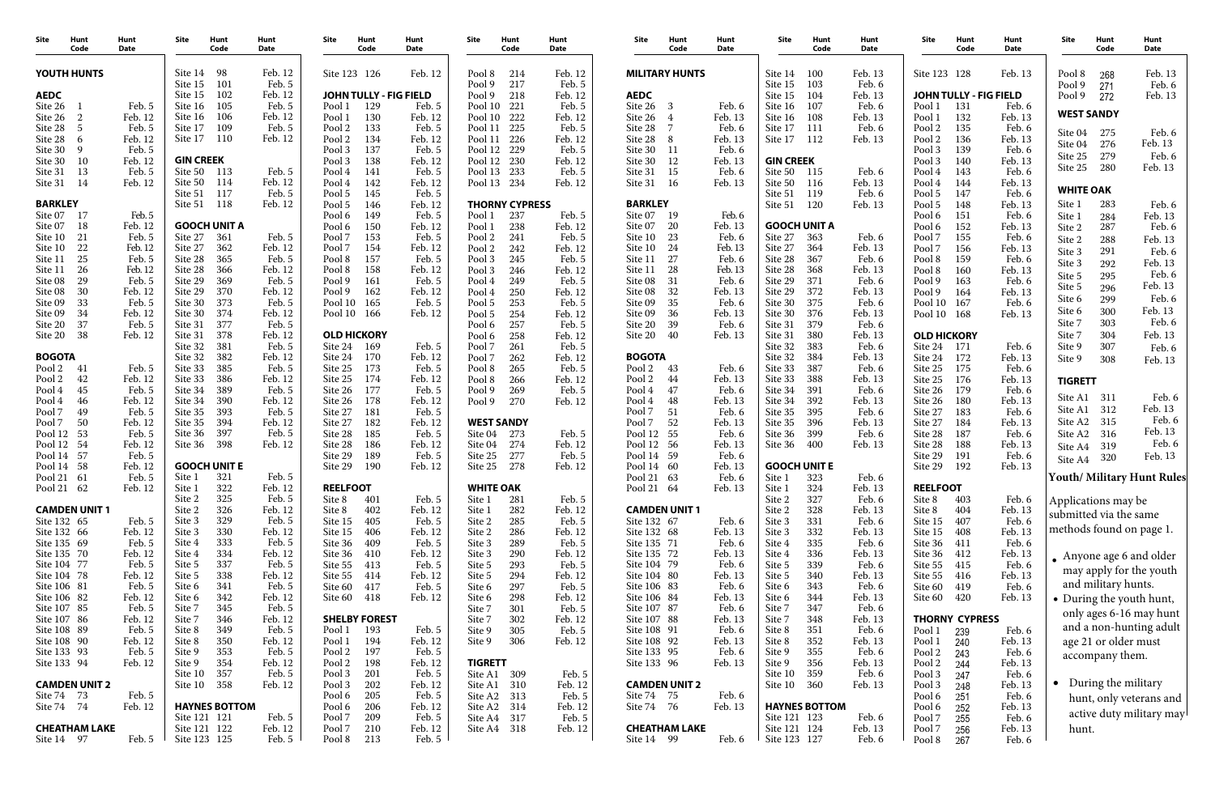## YOUTH HUNTS

### AEDC

| Site | Hunt Code | Hunt Date |
|---|---|---|
| Site 26 | 1 | Feb. 5 |
| Site 26 | 2 | Feb. 12 |
| Site 28 | 5 | Feb. 5 |
| Site 28 | 6 | Feb. 12 |
| Site 30 | 9 | Feb. 5 |
| Site 30 | 10 | Feb. 12 |
| Site 31 | 13 | Feb. 5 |
| Site 31 | 14 | Feb. 12 |

### BARKLEY

| Site | Hunt Code | Hunt Date |
|---|---|---|
| Site 07 | 17 | Feb. 5 |
| Site 07 | 18 | Feb. 12 |
| Site 10 | 21 | Feb. 5 |
| Site 10 | 22 | Feb. 12 |
| Site 11 | 25 | Feb. 5 |
| Site 11 | 26 | Feb. 12 |
| Site 08 | 29 | Feb. 5 |
| Site 08 | 30 | Feb. 12 |
| Site 09 | 33 | Feb. 5 |
| Site 09 | 34 | Feb. 12 |
| Site 20 | 37 | Feb. 5 |
| Site 20 | 38 | Feb. 12 |

### BOGOTA

| Site | Hunt Code | Hunt Date |
|---|---|---|
| Pool 2 | 41 | Feb. 5 |
| Pool 2 | 42 | Feb. 12 |
| Pool 4 | 45 | Feb. 5 |
| Pool 4 | 46 | Feb. 12 |
| Pool 7 | 49 | Feb. 5 |
| Pool 7 | 50 | Feb. 12 |
| Pool 12 | 53 | Feb. 5 |
| Pool 12 | 54 | Feb. 12 |
| Pool 14 | 57 | Feb. 5 |
| Pool 14 | 58 | Feb. 12 |
| Pool 21 | 61 | Feb. 5 |
| Pool 21 | 62 | Feb. 12 |

### CAMDEN UNIT 1

| Site | Hunt Code | Hunt Date |
|---|---|---|
| Site 132 | 65 | Feb. 5 |
| Site 132 | 66 | Feb. 12 |
| Site 135 | 69 | Feb. 5 |
| Site 135 | 70 | Feb. 12 |
| Site 104 | 77 | Feb. 5 |
| Site 104 | 78 | Feb. 12 |
| Site 106 | 81 | Feb. 5 |
| Site 106 | 82 | Feb. 12 |
| Site 107 | 85 | Feb. 5 |
| Site 107 | 86 | Feb. 12 |
| Site 108 | 89 | Feb. 5 |
| Site 108 | 90 | Feb. 12 |
| Site 133 | 93 | Feb. 5 |
| Site 133 | 94 | Feb. 12 |

### CAMDEN UNIT 2

| Site | Hunt Code | Hunt Date |
|---|---|---|
| Site 74 | 73 | Feb. 5 |
| Site 74 | 74 | Feb. 12 |

### CHEATHAM LAKE

| Site | Hunt Code | Hunt Date |
|---|---|---|
| Site 14 | 97 | Feb. 5 |
| Site 14 | 98 | Feb. 12 |
| Site 15 | 101 | Feb. 5 |
| Site 15 | 102 | Feb. 12 |
| Site 16 | 105 | Feb. 5 |
| Site 16 | 106 | Feb. 12 |
| Site 17 | 109 | Feb. 5 |
| Site 17 | 110 | Feb. 12 |

### GIN CREEK

| Site | Hunt Code | Hunt Date |
|---|---|---|
| Site 50 | 113 | Feb. 5 |
| Site 50 | 114 | Feb. 12 |
| Site 51 | 117 | Feb. 5 |
| Site 51 | 118 | Feb. 12 |

### GOOCH UNIT A

| Site | Hunt Code | Hunt Date |
|---|---|---|
| Site 27 | 361 | Feb. 5 |
| Site 27 | 362 | Feb. 12 |
| Site 28 | 365 | Feb. 5 |
| Site 28 | 366 | Feb. 12 |
| Site 29 | 369 | Feb. 5 |
| Site 29 | 370 | Feb. 12 |
| Site 30 | 373 | Feb. 5 |
| Site 30 | 374 | Feb. 12 |
| Site 31 | 377 | Feb. 5 |
| Site 31 | 378 | Feb. 12 |
| Site 32 | 381 | Feb. 5 |
| Site 32 | 382 | Feb. 12 |
| Site 33 | 385 | Feb. 5 |
| Site 33 | 386 | Feb. 12 |
| Site 34 | 389 | Feb. 5 |
| Site 34 | 390 | Feb. 12 |
| Site 35 | 393 | Feb. 5 |
| Site 35 | 394 | Feb. 12 |
| Site 36 | 397 | Feb. 5 |
| Site 36 | 398 | Feb. 12 |

### GOOCH UNIT E

| Site | Hunt Code | Hunt Date |
|---|---|---|
| Site 1 | 321 | Feb. 5 |
| Site 1 | 322 | Feb. 12 |
| Site 2 | 325 | Feb. 5 |
| Site 2 | 326 | Feb. 12 |
| Site 3 | 329 | Feb. 5 |
| Site 3 | 330 | Feb. 12 |
| Site 4 | 333 | Feb. 5 |
| Site 4 | 334 | Feb. 12 |
| Site 5 | 337 | Feb. 5 |
| Site 5 | 338 | Feb. 12 |
| Site 6 | 341 | Feb. 5 |
| Site 6 | 342 | Feb. 12 |
| Site 7 | 345 | Feb. 5 |
| Site 7 | 346 | Feb. 12 |
| Site 8 | 349 | Feb. 5 |
| Site 8 | 350 | Feb. 12 |
| Site 9 | 353 | Feb. 5 |
| Site 9 | 354 | Feb. 12 |
| Site 10 | 357 | Feb. 5 |
| Site 10 | 358 | Feb. 12 |

### HAYNES BOTTOM

| Site | Hunt Code | Hunt Date |
|---|---|---|
| Site 121 | 121 | Feb. 5 |
| Site 121 | 122 | Feb. 12 |
| Site 123 | 125 | Feb. 5 |
| Site 123 | 126 | Feb. 12 |

### JOHN TULLY - FIG FIELD

| Site | Hunt Code | Hunt Date |
|---|---|---|
| Pool 1 | 129 | Feb. 5 |
| Pool 1 | 130 | Feb. 12 |
| Pool 2 | 133 | Feb. 5 |
| Pool 2 | 134 | Feb. 12 |
| Pool 3 | 137 | Feb. 5 |
| Pool 3 | 138 | Feb. 12 |
| Pool 4 | 141 | Feb. 5 |
| Pool 4 | 142 | Feb. 12 |
| Pool 5 | 145 | Feb. 5 |
| Pool 5 | 146 | Feb. 12 |
| Pool 6 | 149 | Feb. 5 |
| Pool 6 | 150 | Feb. 12 |
| Pool 7 | 153 | Feb. 5 |
| Pool 7 | 154 | Feb. 12 |
| Pool 8 | 157 | Feb. 5 |
| Pool 8 | 158 | Feb. 12 |
| Pool 9 | 161 | Feb. 5 |
| Pool 9 | 162 | Feb. 12 |
| Pool 10 | 165 | Feb. 5 |
| Pool 10 | 166 | Feb. 12 |

### OLD HICKORY

| Site | Hunt Code | Hunt Date |
|---|---|---|
| Site 24 | 169 | Feb. 5 |
| Site 24 | 170 | Feb. 12 |
| Site 25 | 173 | Feb. 5 |
| Site 25 | 174 | Feb. 12 |
| Site 26 | 177 | Feb. 5 |
| Site 26 | 178 | Feb. 12 |
| Site 27 | 181 | Feb. 5 |
| Site 27 | 182 | Feb. 12 |
| Site 28 | 185 | Feb. 5 |
| Site 28 | 186 | Feb. 12 |
| Site 29 | 189 | Feb. 5 |
| Site 29 | 190 | Feb. 12 |

### REELFOOT

| Site | Hunt Code | Hunt Date |
|---|---|---|
| Site 8 | 401 | Feb. 5 |
| Site 8 | 402 | Feb. 12 |
| Site 15 | 405 | Feb. 5 |
| Site 15 | 406 | Feb. 12 |
| Site 36 | 409 | Feb. 5 |
| Site 36 | 410 | Feb. 12 |
| Site 55 | 413 | Feb. 5 |
| Site 55 | 414 | Feb. 12 |
| Site 60 | 417 | Feb. 5 |
| Site 60 | 418 | Feb. 12 |

### SHELBY FOREST

| Site | Hunt Code | Hunt Date |
|---|---|---|
| Pool 1 | 193 | Feb. 5 |
| Pool 1 | 194 | Feb. 12 |
| Pool 2 | 197 | Feb. 5 |
| Pool 2 | 198 | Feb. 12 |
| Pool 3 | 201 | Feb. 5 |
| Pool 3 | 202 | Feb. 12 |
| Pool 6 | 205 | Feb. 5 |
| Pool 6 | 206 | Feb. 12 |
| Pool 7 | 209 | Feb. 5 |
| Pool 7 | 210 | Feb. 12 |
| Pool 8 | 213 | Feb. 5 |
| Pool 8 | 214 | Feb. 12 |
| Pool 9 | 217 | Feb. 5 |
| Pool 9 | 218 | Feb. 12 |
| Pool 10 | 221 | Feb. 5 |
| Pool 10 | 222 | Feb. 12 |
| Pool 11 | 225 | Feb. 5 |
| Pool 11 | 226 | Feb. 12 |
| Pool 12 | 229 | Feb. 5 |
| Pool 12 | 230 | Feb. 12 |
| Pool 13 | 233 | Feb. 5 |
| Pool 13 | 234 | Feb. 12 |

### THORNY CYPRESS

| Site | Hunt Code | Hunt Date |
|---|---|---|
| Pool 1 | 237 | Feb. 5 |
| Pool 1 | 238 | Feb. 12 |
| Pool 2 | 241 | Feb. 5 |
| Pool 2 | 242 | Feb. 12 |
| Pool 3 | 245 | Feb. 5 |
| Pool 3 | 246 | Feb. 12 |
| Pool 4 | 249 | Feb. 5 |
| Pool 4 | 250 | Feb. 12 |
| Pool 5 | 253 | Feb. 5 |
| Pool 5 | 254 | Feb. 12 |
| Pool 6 | 257 | Feb. 5 |
| Pool 6 | 258 | Feb. 12 |
| Pool 7 | 261 | Feb. 5 |
| Pool 7 | 262 | Feb. 12 |
| Pool 8 | 265 | Feb. 5 |
| Pool 8 | 266 | Feb. 12 |
| Pool 9 | 269 | Feb. 5 |
| Pool 9 | 270 | Feb. 12 |

### WEST SANDY

| Site | Hunt Code | Hunt Date |
|---|---|---|
| Site 04 | 273 | Feb. 5 |
| Site 04 | 274 | Feb. 12 |
| Site 25 | 277 | Feb. 5 |
| Site 25 | 278 | Feb. 12 |

### WHITE OAK

| Site | Hunt Code | Hunt Date |
|---|---|---|
| Site 1 | 281 | Feb. 5 |
| Site 1 | 282 | Feb. 12 |
| Site 2 | 285 | Feb. 5 |
| Site 2 | 286 | Feb. 12 |
| Site 3 | 289 | Feb. 5 |
| Site 3 | 290 | Feb. 12 |
| Site 5 | 293 | Feb. 5 |
| Site 5 | 294 | Feb. 12 |
| Site 6 | 297 | Feb. 5 |
| Site 6 | 298 | Feb. 12 |
| Site 7 | 301 | Feb. 5 |
| Site 7 | 302 | Feb. 12 |
| Site 9 | 305 | Feb. 5 |
| Site 9 | 306 | Feb. 12 |

### TIGRETT

| Site | Hunt Code | Hunt Date |
|---|---|---|
| Site A1 | 309 | Feb. 5 |
| Site A1 | 310 | Feb. 12 |
| Site A2 | 313 | Feb. 5 |
| Site A2 | 314 | Feb. 12 |
| Site A4 | 317 | Feb. 5 |
| Site A4 | 318 | Feb. 12 |

## MILITARY HUNTS

### AEDC

| Site | Hunt Code | Hunt Date |
|---|---|---|
| Site 26 | 3 | Feb. 6 |
| Site 26 | 4 | Feb. 13 |
| Site 28 | 7 | Feb. 6 |
| Site 28 | 8 | Feb. 13 |
| Site 30 | 11 | Feb. 6 |
| Site 30 | 12 | Feb. 13 |
| Site 31 | 15 | Feb. 6 |
| Site 31 | 16 | Feb. 13 |

### BARKLEY

| Site | Hunt Code | Hunt Date |
|---|---|---|
| Site 07 | 19 | Feb. 6 |
| Site 07 | 20 | Feb. 13 |
| Site 10 | 23 | Feb. 6 |
| Site 10 | 24 | Feb. 13 |
| Site 11 | 27 | Feb. 6 |
| Site 11 | 28 | Feb. 13 |
| Site 08 | 31 | Feb. 6 |
| Site 08 | 32 | Feb. 13 |
| Site 09 | 35 | Feb. 6 |
| Site 09 | 36 | Feb. 13 |
| Site 20 | 39 | Feb. 6 |
| Site 20 | 40 | Feb. 13 |

### BOGOTA

| Site | Hunt Code | Hunt Date |
|---|---|---|
| Pool 2 | 43 | Feb. 6 |
| Pool 2 | 44 | Feb. 13 |
| Pool 4 | 47 | Feb. 6 |
| Pool 4 | 48 | Feb. 13 |
| Pool 7 | 51 | Feb. 6 |
| Pool 7 | 52 | Feb. 13 |
| Pool 12 | 55 | Feb. 6 |
| Pool 12 | 56 | Feb. 13 |
| Pool 14 | 59 | Feb. 6 |
| Pool 14 | 60 | Feb. 13 |
| Pool 21 | 63 | Feb. 6 |
| Pool 21 | 64 | Feb. 13 |

### CAMDEN UNIT 1

| Site | Hunt Code | Hunt Date |
|---|---|---|
| Site 132 | 67 | Feb. 6 |
| Site 132 | 68 | Feb. 13 |
| Site 135 | 71 | Feb. 6 |
| Site 135 | 72 | Feb. 13 |
| Site 104 | 79 | Feb. 6 |
| Site 104 | 80 | Feb. 13 |
| Site 106 | 83 | Feb. 6 |
| Site 106 | 84 | Feb. 13 |
| Site 107 | 87 | Feb. 6 |
| Site 107 | 88 | Feb. 13 |
| Site 108 | 91 | Feb. 6 |
| Site 108 | 92 | Feb. 13 |
| Site 133 | 95 | Feb. 6 |
| Site 133 | 96 | Feb. 13 |

### CAMDEN UNIT 2

| Site | Hunt Code | Hunt Date |
|---|---|---|
| Site 74 | 75 | Feb. 6 |
| Site 74 | 76 | Feb. 13 |

### CHEATHAM LAKE

| Site | Hunt Code | Hunt Date |
|---|---|---|
| Site 14 | 99 | Feb. 6 |
| Site 14 | 100 | Feb. 13 |
| Site 15 | 103 | Feb. 6 |
| Site 15 | 104 | Feb. 13 |
| Site 16 | 107 | Feb. 6 |
| Site 16 | 108 | Feb. 13 |
| Site 17 | 111 | Feb. 6 |
| Site 17 | 112 | Feb. 13 |

### GIN CREEK

| Site | Hunt Code | Hunt Date |
|---|---|---|
| Site 50 | 115 | Feb. 6 |
| Site 50 | 116 | Feb. 13 |
| Site 51 | 119 | Feb. 6 |
| Site 51 | 120 | Feb. 13 |

### GOOCH UNIT A

| Site | Hunt Code | Hunt Date |
|---|---|---|
| Site 27 | 363 | Feb. 6 |
| Site 27 | 364 | Feb. 13 |
| Site 28 | 367 | Feb. 6 |
| Site 28 | 368 | Feb. 13 |
| Site 29 | 371 | Feb. 6 |
| Site 29 | 372 | Feb. 13 |
| Site 30 | 375 | Feb. 6 |
| Site 30 | 376 | Feb. 13 |
| Site 31 | 379 | Feb. 6 |
| Site 31 | 380 | Feb. 13 |
| Site 32 | 383 | Feb. 6 |
| Site 32 | 384 | Feb. 13 |
| Site 33 | 387 | Feb. 6 |
| Site 33 | 388 | Feb. 13 |
| Site 34 | 391 | Feb. 6 |
| Site 34 | 392 | Feb. 13 |
| Site 35 | 395 | Feb. 6 |
| Site 35 | 396 | Feb. 13 |
| Site 36 | 399 | Feb. 6 |
| Site 36 | 400 | Feb. 13 |

### GOOCH UNIT E

| Site | Hunt Code | Hunt Date |
|---|---|---|
| Site 1 | 323 | Feb. 6 |
| Site 1 | 324 | Feb. 13 |
| Site 2 | 327 | Feb. 6 |
| Site 2 | 328 | Feb. 13 |
| Site 3 | 331 | Feb. 6 |
| Site 3 | 332 | Feb. 13 |
| Site 4 | 335 | Feb. 6 |
| Site 4 | 336 | Feb. 13 |
| Site 5 | 339 | Feb. 6 |
| Site 5 | 340 | Feb. 13 |
| Site 6 | 343 | Feb. 6 |
| Site 6 | 344 | Feb. 13 |
| Site 7 | 347 | Feb. 6 |
| Site 7 | 348 | Feb. 13 |
| Site 8 | 351 | Feb. 6 |
| Site 8 | 352 | Feb. 13 |
| Site 9 | 355 | Feb. 6 |
| Site 9 | 356 | Feb. 13 |
| Site 10 | 359 | Feb. 6 |
| Site 10 | 360 | Feb. 13 |

### HAYNES BOTTOM

| Site | Hunt Code | Hunt Date |
|---|---|---|
| Site 121 | 123 | Feb. 6 |
| Site 121 | 124 | Feb. 13 |
| Site 123 | 127 | Feb. 6 |
| Site 123 | 128 | Feb. 13 |

### JOHN TULLY - FIG FIELD

| Site | Hunt Code | Hunt Date |
|---|---|---|
| Pool 1 | 131 | Feb. 6 |
| Pool 1 | 132 | Feb. 13 |
| Pool 2 | 135 | Feb. 6 |
| Pool 2 | 136 | Feb. 13 |
| Pool 3 | 139 | Feb. 6 |
| Pool 3 | 140 | Feb. 13 |
| Pool 4 | 143 | Feb. 6 |
| Pool 4 | 144 | Feb. 13 |
| Pool 5 | 147 | Feb. 6 |
| Pool 5 | 148 | Feb. 13 |
| Pool 6 | 151 | Feb. 6 |
| Pool 6 | 152 | Feb. 13 |
| Pool 7 | 155 | Feb. 6 |
| Pool 7 | 156 | Feb. 13 |
| Pool 8 | 159 | Feb. 6 |
| Pool 8 | 160 | Feb. 13 |
| Pool 9 | 163 | Feb. 6 |
| Pool 9 | 164 | Feb. 13 |
| Pool 10 | 167 | Feb. 6 |
| Pool 10 | 168 | Feb. 13 |

### OLD HICKORY

| Site | Hunt Code | Hunt Date |
|---|---|---|
| Site 24 | 171 | Feb. 6 |
| Site 24 | 172 | Feb. 13 |
| Site 25 | 175 | Feb. 6 |
| Site 25 | 176 | Feb. 13 |
| Site 26 | 179 | Feb. 6 |
| Site 26 | 180 | Feb. 13 |
| Site 27 | 183 | Feb. 6 |
| Site 27 | 184 | Feb. 13 |
| Site 28 | 187 | Feb. 6 |
| Site 28 | 188 | Feb. 13 |
| Site 29 | 191 | Feb. 6 |
| Site 29 | 192 | Feb. 13 |

### REELFOOT

| Site | Hunt Code | Hunt Date |
|---|---|---|
| Site 8 | 403 | Feb. 6 |
| Site 8 | 404 | Feb. 13 |
| Site 15 | 407 | Feb. 6 |
| Site 15 | 408 | Feb. 13 |
| Site 36 | 411 | Feb. 6 |
| Site 36 | 412 | Feb. 13 |
| Site 55 | 415 | Feb. 6 |
| Site 55 | 416 | Feb. 13 |
| Site 60 | 419 | Feb. 6 |
| Site 60 | 420 | Feb. 13 |

### THORNY CYPRESS

| Site | Hunt Code | Hunt Date |
|---|---|---|
| Pool 1 | 239 | Feb. 6 |
| Pool 1 | 240 | Feb. 13 |
| Pool 2 | 243 | Feb. 6 |
| Pool 2 | 244 | Feb. 13 |
| Pool 3 | 247 | Feb. 6 |
| Pool 3 | 248 | Feb. 13 |
| Pool 6 | 251 | Feb. 6 |
| Pool 6 | 252 | Feb. 13 |
| Pool 7 | 255 | Feb. 6 |
| Pool 7 | 256 | Feb. 13 |
| Pool 8 | 267 | Feb. 6 |
| Pool 8 | 268 | Feb. 13 |
| Pool 9 | 271 | Feb. 6 |
| Pool 9 | 272 | Feb. 13 |

### WEST SANDY

| Site | Hunt Code | Hunt Date |
|---|---|---|
| Site 04 | 275 | Feb. 6 |
| Site 04 | 276 | Feb. 13 |
| Site 25 | 279 | Feb. 6 |
| Site 25 | 280 | Feb. 13 |

### WHITE OAK

| Site | Hunt Code | Hunt Date |
|---|---|---|
| Site 1 | 283 | Feb. 6 |
| Site 1 | 284 | Feb. 13 |
| Site 2 | 287 | Feb. 6 |
| Site 2 | 288 | Feb. 13 |
| Site 3 | 291 | Feb. 6 |
| Site 3 | 292 | Feb. 13 |
| Site 5 | 295 | Feb. 6 |
| Site 5 | 296 | Feb. 13 |
| Site 6 | 299 | Feb. 6 |
| Site 6 | 300 | Feb. 13 |
| Site 7 | 303 | Feb. 6 |
| Site 7 | 304 | Feb. 13 |
| Site 9 | 307 | Feb. 6 |
| Site 9 | 308 | Feb. 13 |

### TIGRETT

| Site | Hunt Code | Hunt Date |
|---|---|---|
| Site A1 | 311 | Feb. 6 |
| Site A1 | 312 | Feb. 13 |
| Site A2 | 315 | Feb. 6 |
| Site A2 | 316 | Feb. 13 |
| Site A4 | 319 | Feb. 6 |
| Site A4 | 320 | Feb. 13 |

## Youth/ Military Hunt Rules

Applications may be submitted via the same methods found on page 1.

- Anyone age 6 and older may apply for the youth and military hunts.
- During the youth hunt, only ages 6-16 may hunt and a non-hunting adult age 21 or older must accompany them.
- During the military hunt, only veterans and active duty military may hunt.